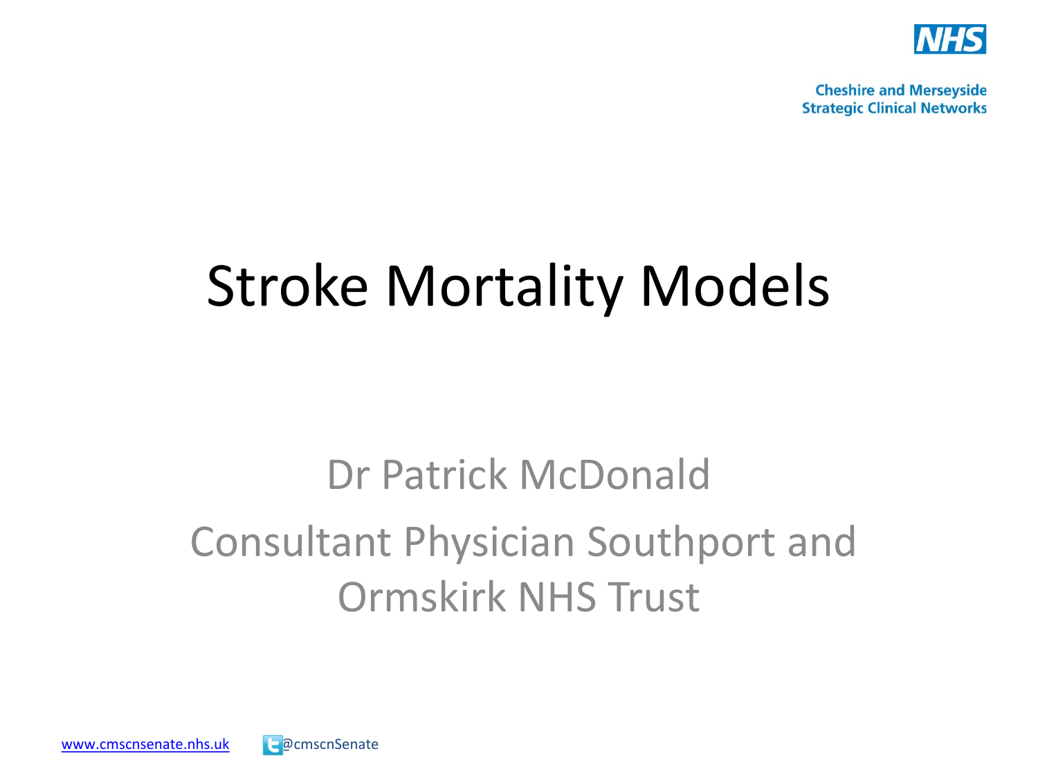Cheshire and Merseyside
Strategic Clinical Networks

# Stroke Mortality Models

Dr Patrick McDonald

Consultant Physician Southport and Ormskirk NHS Trust

www.cmscnsenate.nhs.uk @cmscnSenate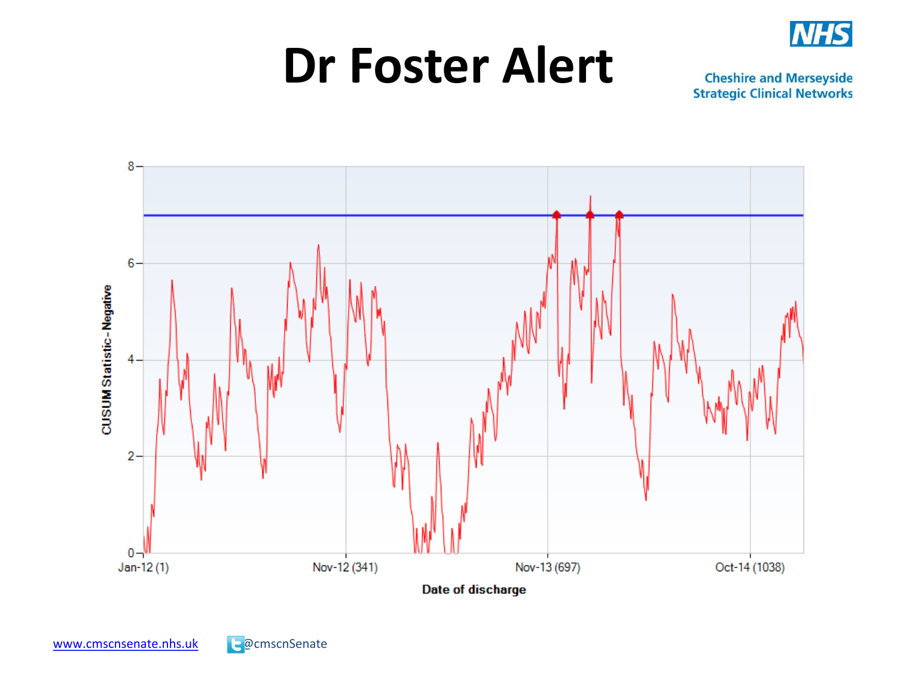# Dr Foster Alert

Cheshire and Merseyside Strategic Clinical Networks

CUSUM Statistic - Negative

Date of discharge

Jan-12 (1) | Nov-12 (341) | Nov-13 (697) | Oct-14 (1038)

www.cmscnsenate.nhs.uk @cmscnSenate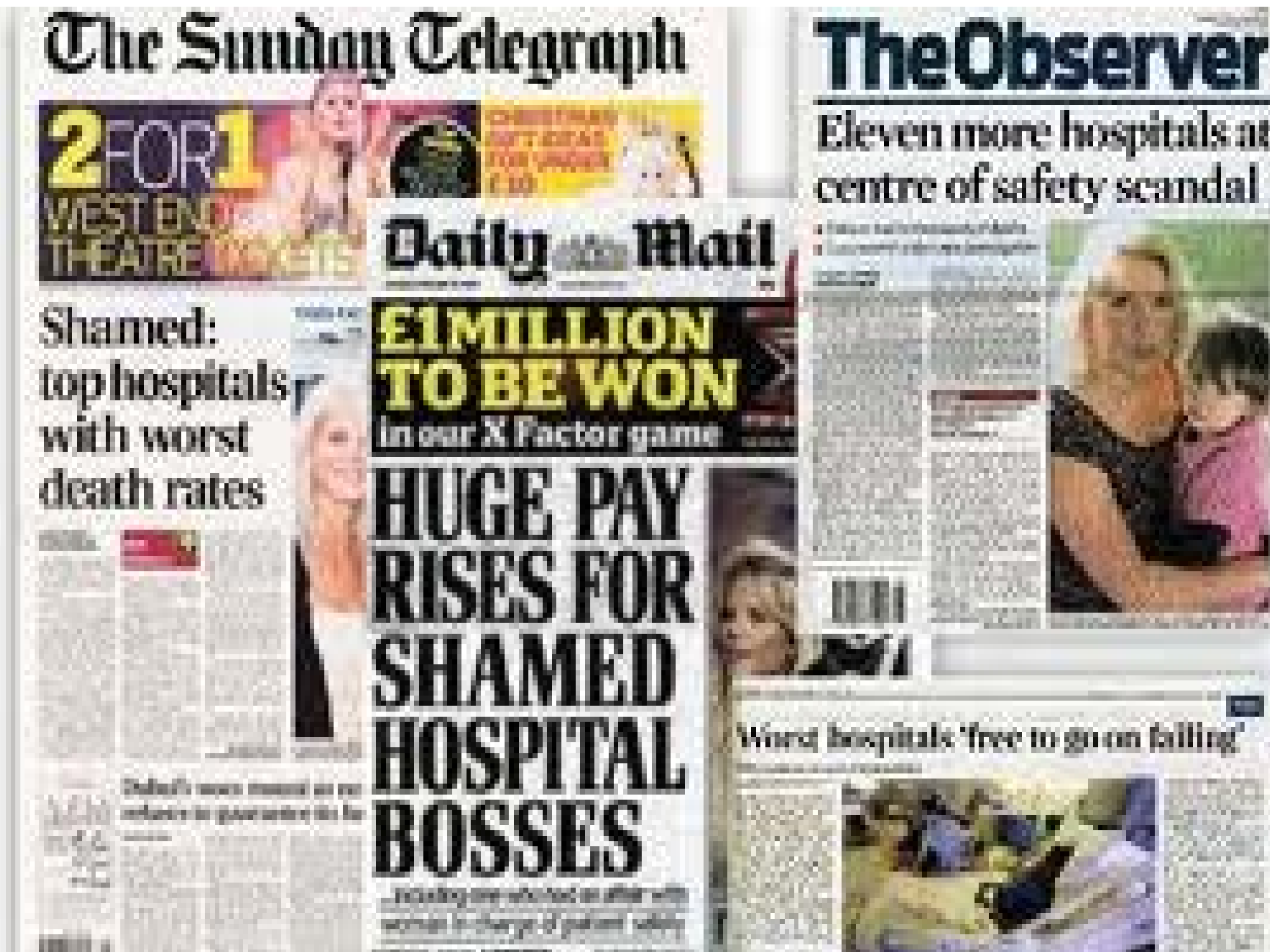The Sunday Telegraph

2 FOR 1 WEST END THEATRE TICKETS

Shamed: top hospitals with worst death rates

The Observer

Eleven more hospitals at centre of safety scandal

Daily Mail

£1MILLION TO BE WON In our X Factor game

HUGE PAY RISES FOR SHAMED HOSPITAL BOSSES

Worst hospitals 'free to go on failing'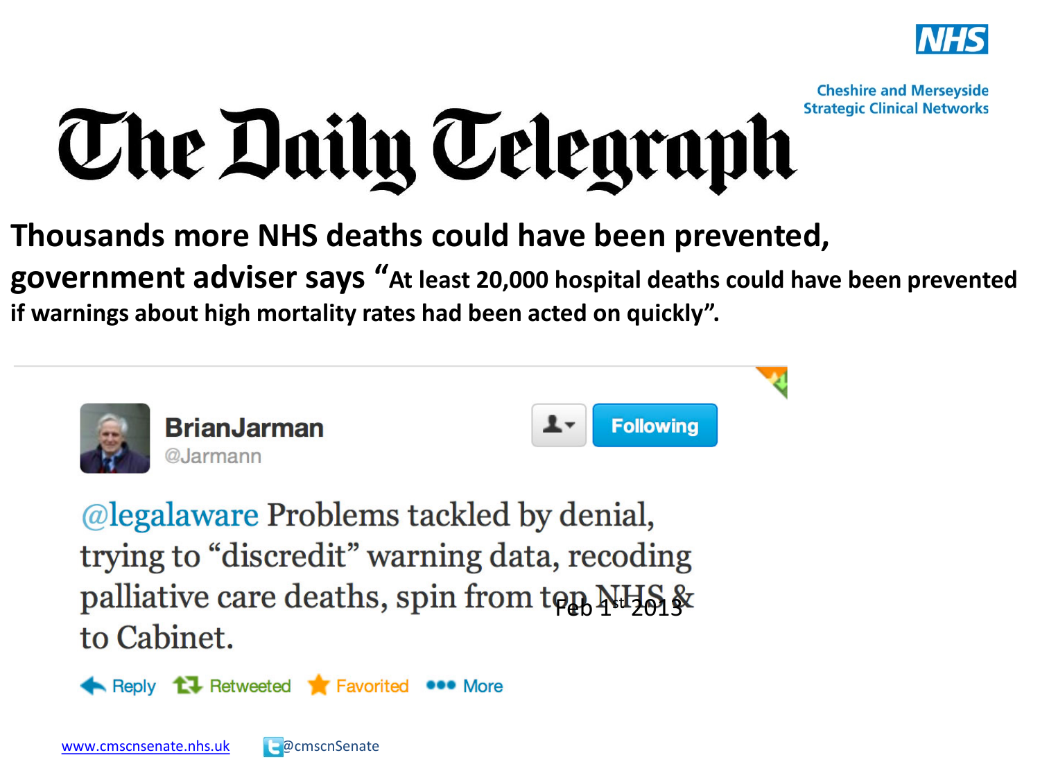# The Daily Telegraph

**Thousands more NHS deaths could have been prevented, government adviser says "At least 20,000 hospital deaths could have been prevented if warnings about high mortality rates had been acted on quickly".**

**BrianJarman**
@Jarmann

Following

@legalaware Problems tackled by denial, trying to "discredit" warning data, recoding palliative care deaths, spin from top NHS & to Cabinet.

Feb 1st 2013

Reply Retweeted Favorited More

www.cmscnsenate.nhs.uk @cmscnSenate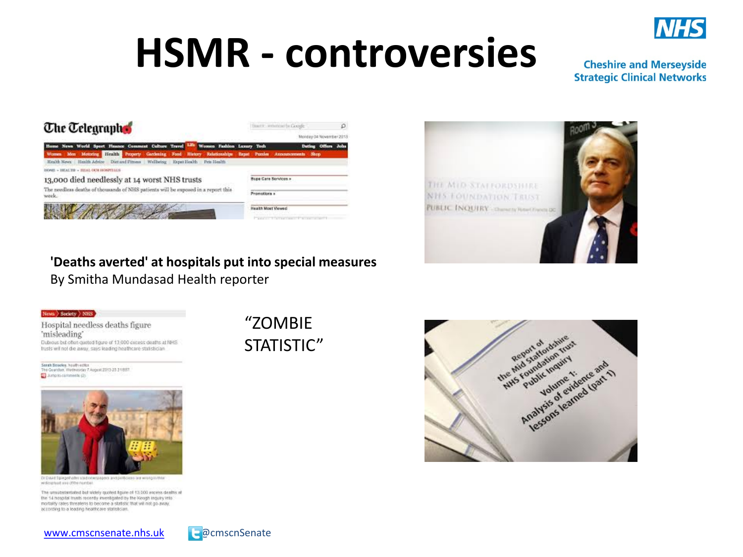# HSMR - controversies

**'Deaths averted' at hospitals put into special measures**
By Smitha Mundasad Health reporter

"ZOMBIE STATISTIC"

www.cmscnsenate.nhs.uk @cmscnSenate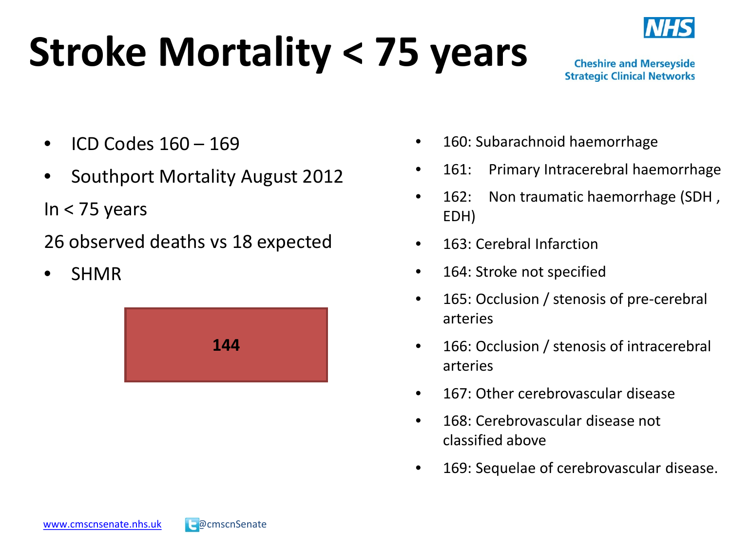# Stroke Mortality < 75 years

Cheshire and Merseyside Strategic Clinical Networks

- ICD Codes 160 – 169
- Southport Mortality August 2012

In < 75 years

26 observed deaths vs 18 expected

- SHMR

**144**

- 160: Subarachnoid haemorrhage
- 161: Primary Intracerebral haemorrhage
- 162: Non traumatic haemorrhage (SDH , EDH)
- 163: Cerebral Infarction
- 164: Stroke not specified
- 165: Occlusion / stenosis of pre-cerebral arteries
- 166: Occlusion / stenosis of intracerebral arteries
- 167: Other cerebrovascular disease
- 168: Cerebrovascular disease not classified above
- 169: Sequelae of cerebrovascular disease.

www.cmscnsenate.nhs.uk @cmscnSenate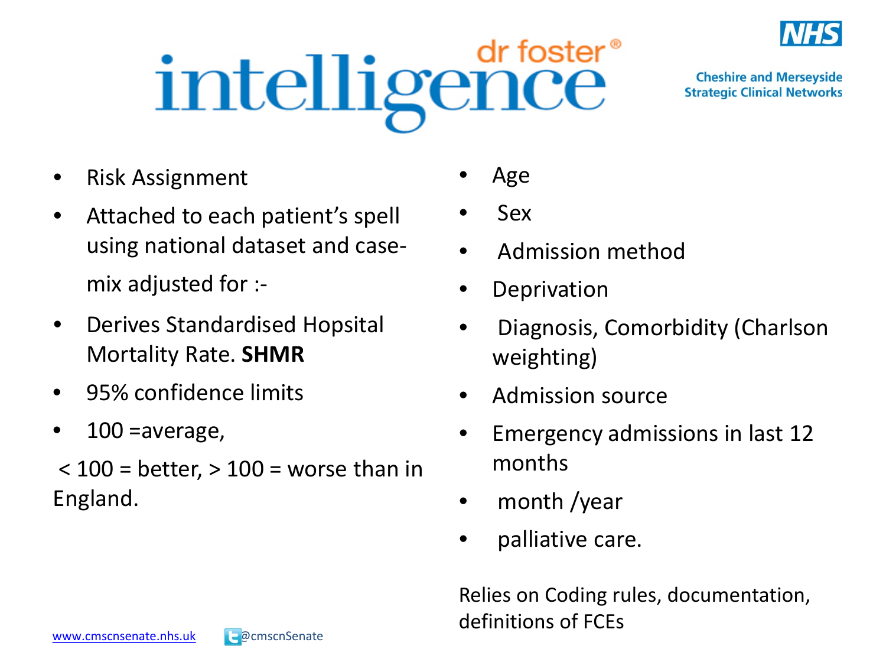# dr foster® intelligence

Cheshire and Merseyside Strategic Clinical Networks

- Risk Assignment
- Attached to each patient's spell using national dataset and case-mix adjusted for :-
- Derives Standardised Hopsital Mortality Rate. **SHMR**
- 95% confidence limits
- 100 =average,

< 100 = better, > 100 = worse than in England.

- Age
- Sex
- Admission method
- Deprivation
- Diagnosis, Comorbidity (Charlson weighting)
- Admission source
- Emergency admissions in last 12 months
- month /year
- palliative care.

Relies on Coding rules, documentation, definitions of FCEs

www.cmscnsenate.nhs.uk @cmscnSenate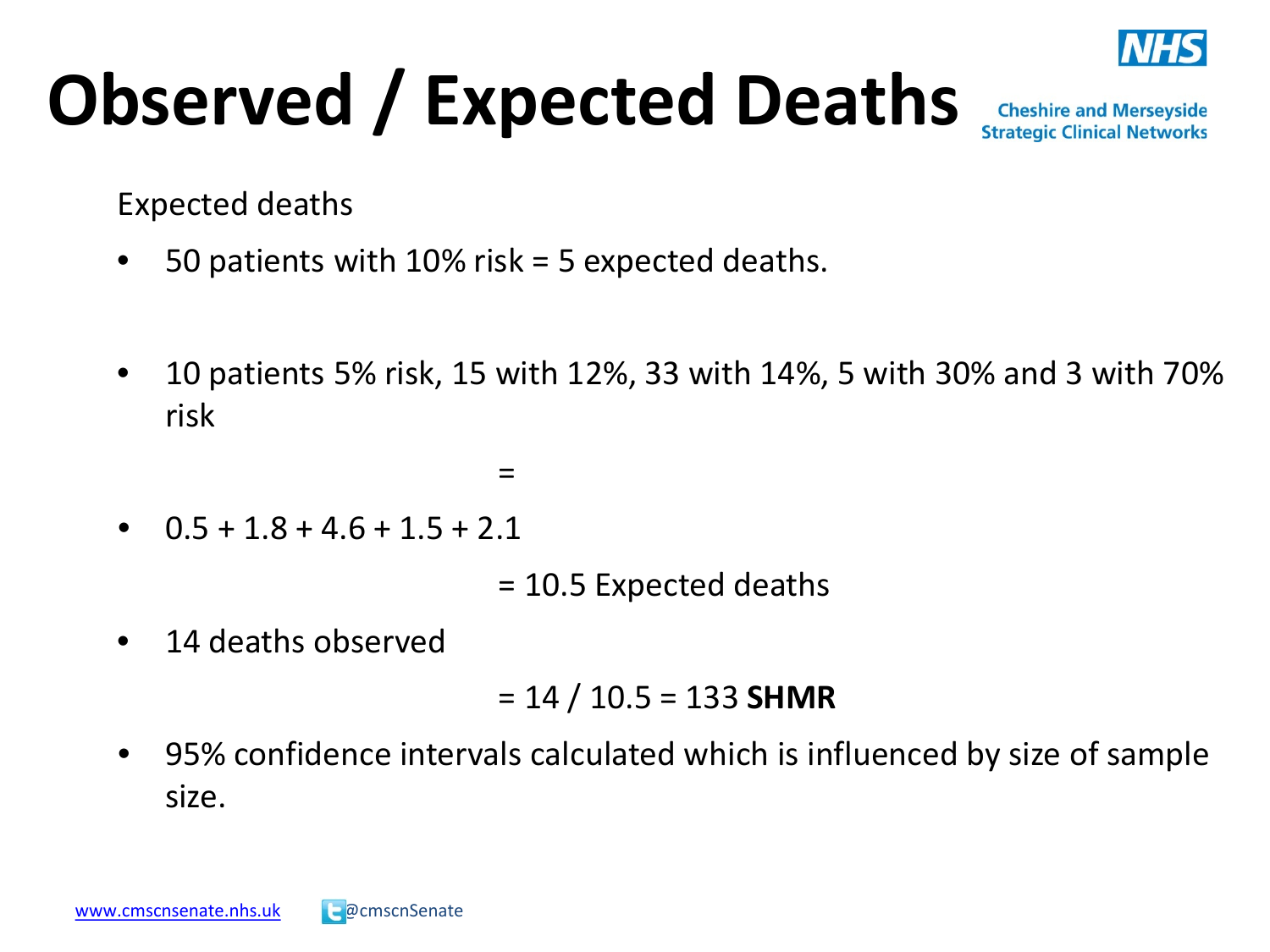# Observed / Expected Deaths

Expected deaths

- 50 patients with 10% risk = 5 expected deaths.

- 10 patients 5% risk, 15 with 12%, 33 with 14%, 5 with 30% and 3 with 70% risk

  =

- 0.5 + 1.8 + 4.6 + 1.5 + 2.1

  = 10.5 Expected deaths

- 14 deaths observed

  = 14 / 10.5 = 133 **SHMR**

- 95% confidence intervals calculated which is influenced by size of sample size.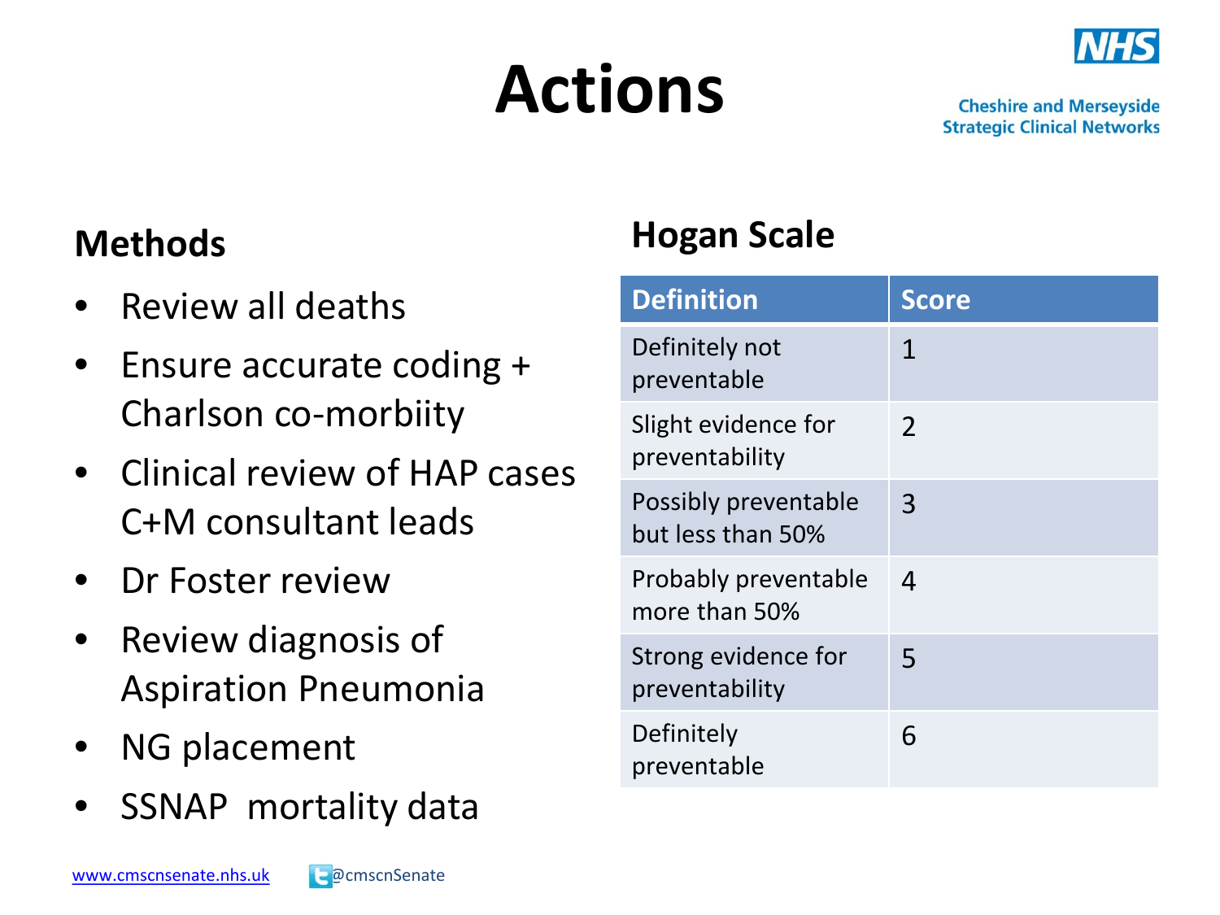# Actions

Cheshire and Merseyside
Strategic Clinical Networks

## Methods

- Review all deaths
- Ensure accurate coding + Charlson co-morbiity
- Clinical review of HAP cases C+M consultant leads
- Dr Foster review
- Review diagnosis of Aspiration Pneumonia
- NG placement
- SSNAP mortality data

## Hogan Scale

| Definition | Score |
|---|---|
| Definitely not preventable | 1 |
| Slight evidence for preventability | 2 |
| Possibly preventable but less than 50% | 3 |
| Probably preventable more than 50% | 4 |
| Strong evidence for preventability | 5 |
| Definitely preventable | 6 |

www.cmscnsenate.nhs.uk @cmscnSenate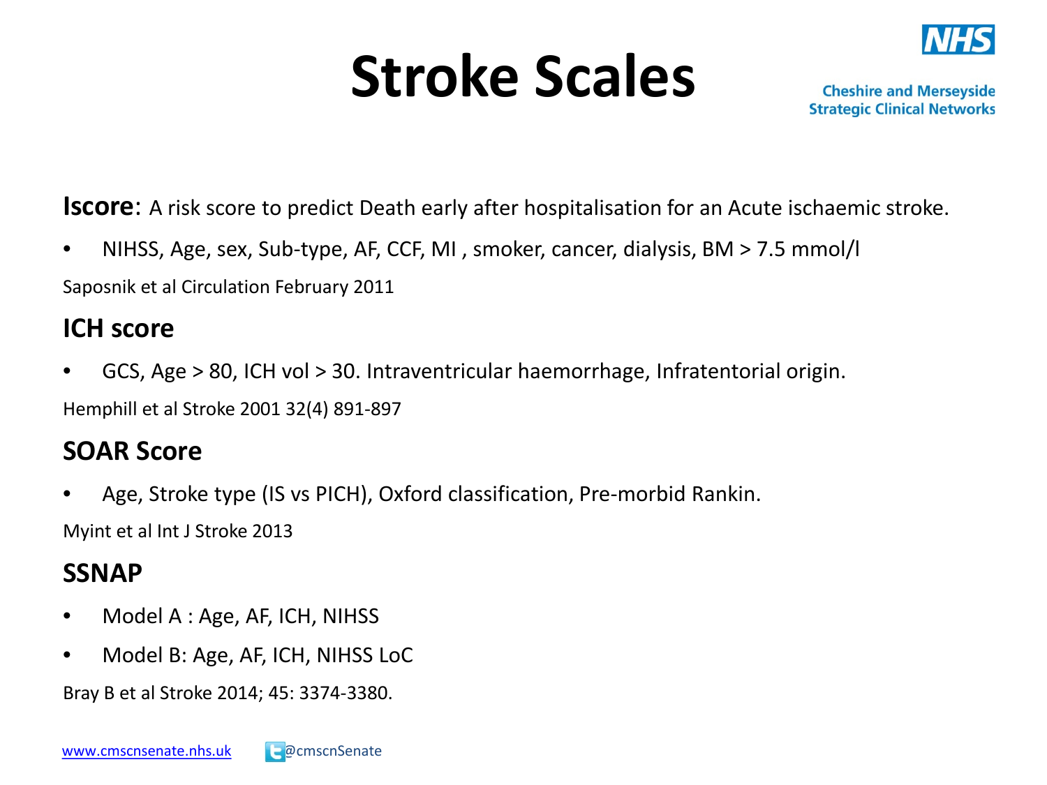# Stroke Scales

**Iscore**: A risk score to predict Death early after hospitalisation for an Acute ischaemic stroke.

- NIHSS, Age, sex, Sub-type, AF, CCF, MI , smoker, cancer, dialysis, BM > 7.5 mmol/l

Saposnik et al Circulation February 2011

## ICH score

- GCS, Age > 80, ICH vol > 30. Intraventricular haemorrhage, Infratentorial origin.

Hemphill et al Stroke 2001 32(4) 891-897

## SOAR Score

- Age, Stroke type (IS vs PICH), Oxford classification, Pre-morbid Rankin.

Myint et al Int J Stroke 2013

## SSNAP

- Model A : Age, AF, ICH, NIHSS
- Model B: Age, AF, ICH, NIHSS LoC

Bray B et al Stroke 2014; 45: 3374-3380.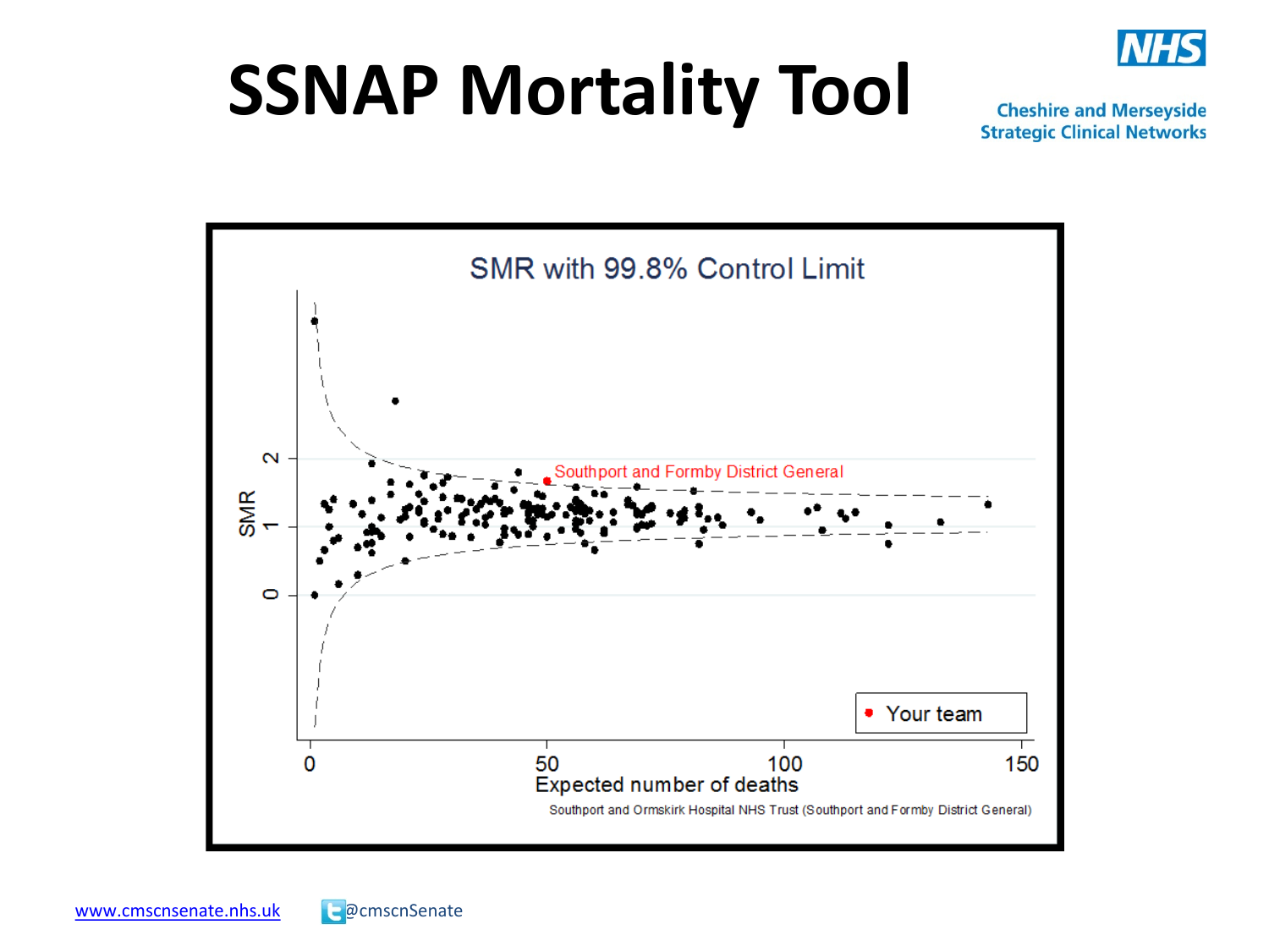# SSNAP Mortality Tool

SMR with 99.8% Control Limit

SMR

Expected number of deaths

Southport and Formby District General

Your team

Southport and Ormskirk Hospital NHS Trust (Southport and Formby District General)

www.cmscnsenate.nhs.uk @cmscnSenate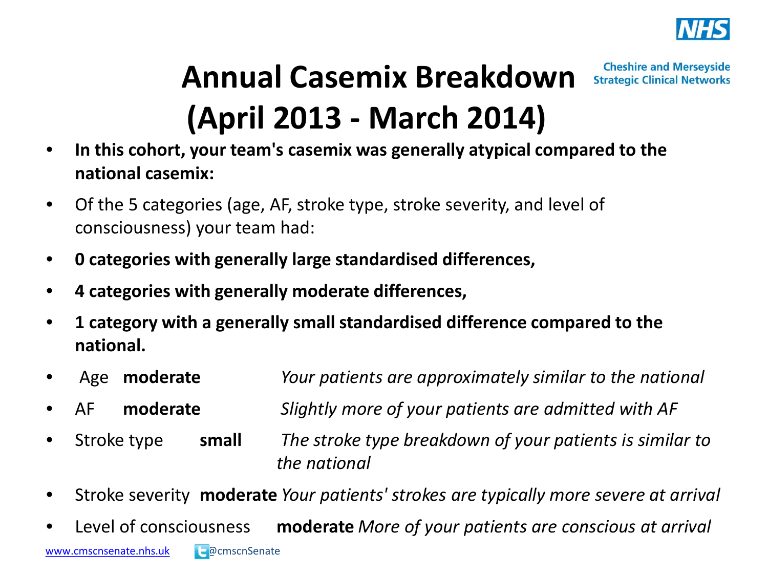# Annual Casemix Breakdown (April 2013 - March 2014)

Cheshire and Merseyside Strategic Clinical Networks

- **In this cohort, your team's casemix was generally atypical compared to the national casemix:**
- Of the 5 categories (age, AF, stroke type, stroke severity, and level of consciousness) your team had:
- **0 categories with generally large standardised differences,**
- **4 categories with generally moderate differences,**
- **1 category with a generally small standardised difference compared to the national.**
- Age **moderate** *Your patients are approximately similar to the national*
- AF **moderate** *Slightly more of your patients are admitted with AF*
- Stroke type **small** *The stroke type breakdown of your patients is similar to the national*
- Stroke severity **moderate** *Your patients' strokes are typically more severe at arrival*
- Level of consciousness **moderate** *More of your patients are conscious at arrival*

www.cmscnsenate.nhs.uk @cmscnSenate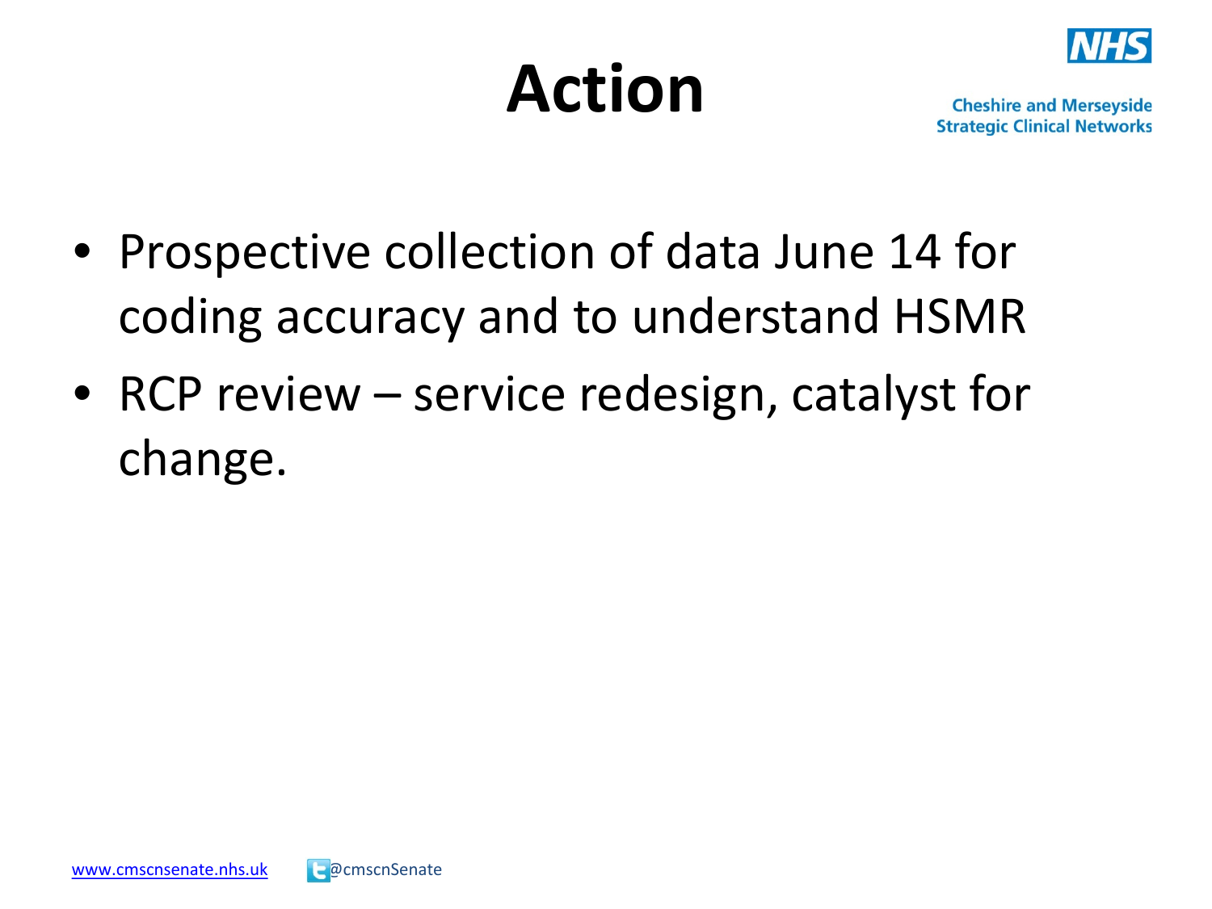# Action

- Prospective collection of data June 14 for coding accuracy and to understand HSMR
- RCP review – service redesign, catalyst for change.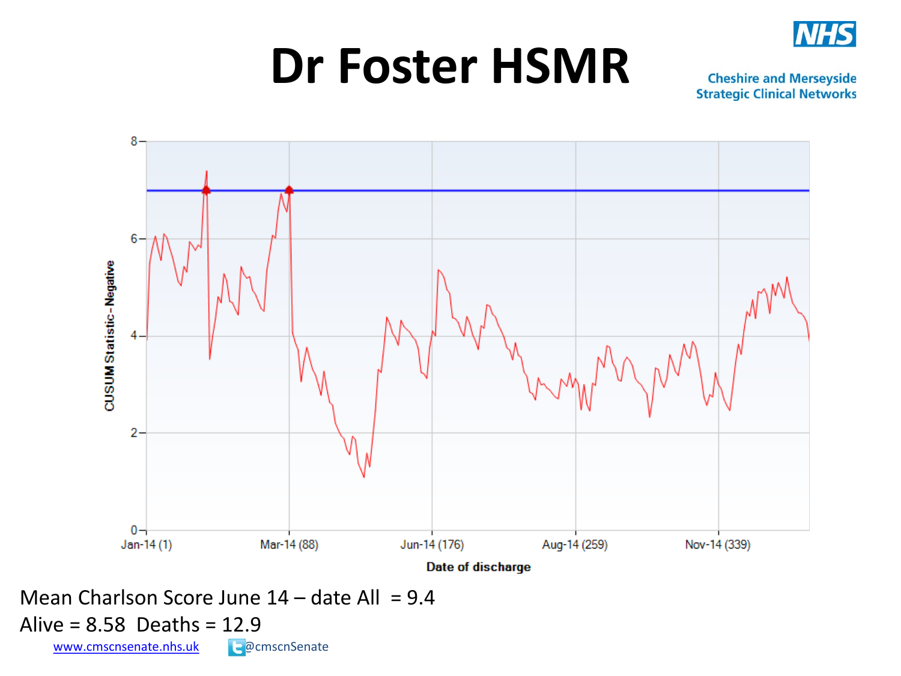# Dr Foster HSMR

Cheshire and Merseyside Strategic Clinical Networks

Mean Charlson Score June 14 – date All = 9.4

Alive = 8.58 Deaths = 12.9

www.cmscnsenate.nhs.uk @cmscnSenate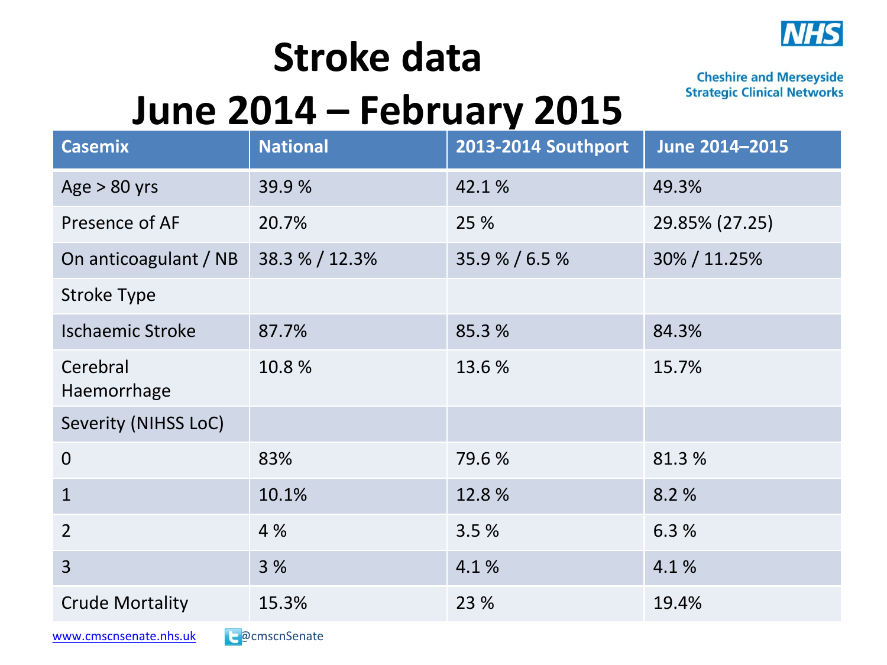# Stroke data
# June 2014 – February 2015

Cheshire and Merseyside Strategic Clinical Networks

| Casemix | National | 2013-2014 Southport | June 2014–2015 |
| --- | --- | --- | --- |
| Age > 80 yrs | 39.9 % | 42.1 % | 49.3% |
| Presence of AF | 20.7% | 25 % | 29.85% (27.25) |
| On anticoagulant / NB | 38.3 % / 12.3% | 35.9 % / 6.5 % | 30% / 11.25% |
| Stroke Type | | | |
| Ischaemic Stroke | 87.7% | 85.3 % | 84.3% |
| Cerebral Haemorrhage | 10.8 % | 13.6 % | 15.7% |
| Severity (NIHSS LoC) | | | |
| 0 | 83% | 79.6 % | 81.3 % |
| 1 | 10.1% | 12.8 % | 8.2 % |
| 2 | 4 % | 3.5 % | 6.3 % |
| 3 | 3 % | 4.1 % | 4.1 % |
| Crude Mortality | 15.3% | 23 % | 19.4% |

www.cmscnsenate.nhs.uk @cmscnSenate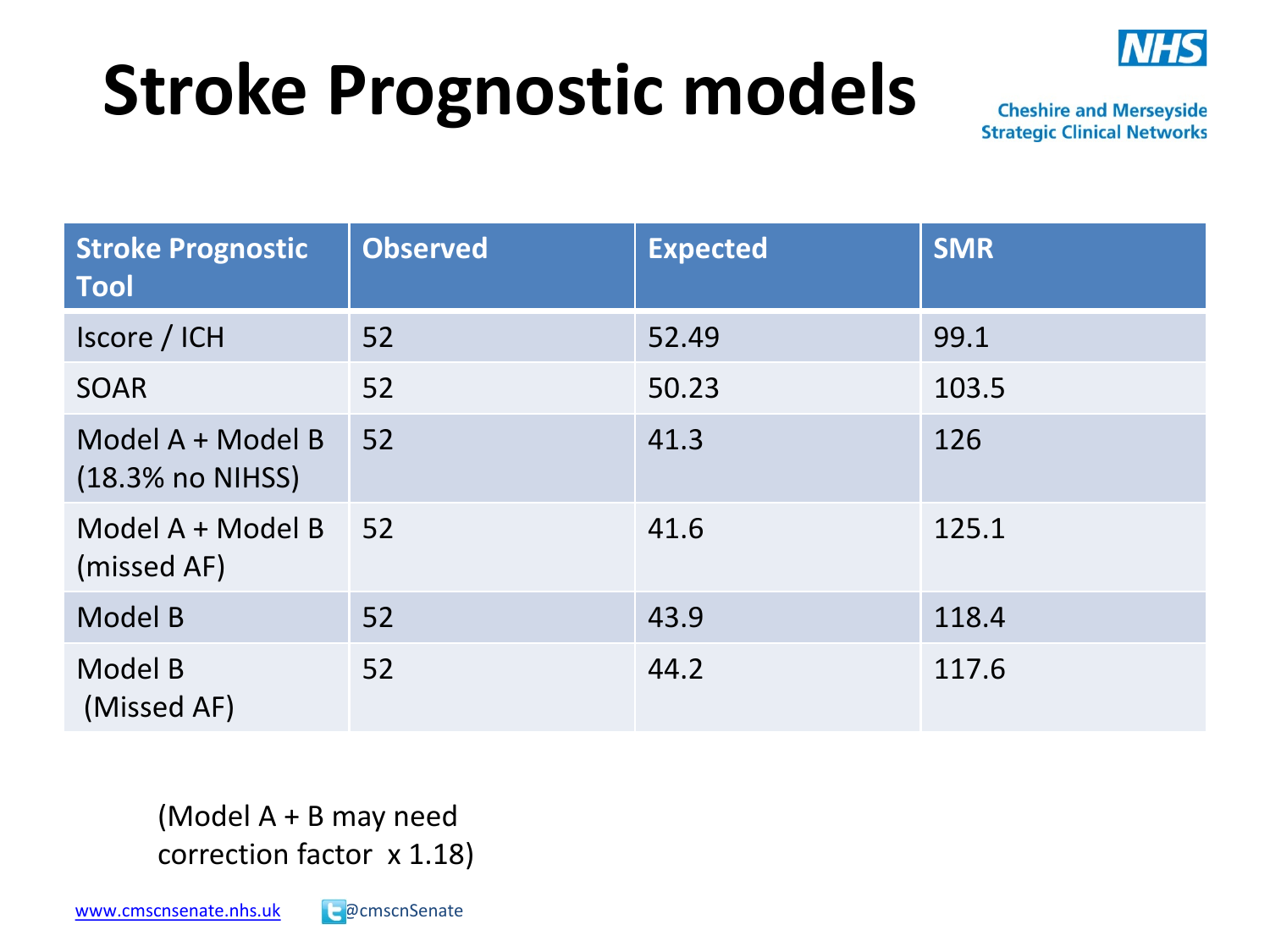# Stroke Prognostic models

| Stroke Prognostic Tool | Observed | Expected | SMR |
|---|---|---|---|
| Iscore / ICH | 52 | 52.49 | 99.1 |
| SOAR | 52 | 50.23 | 103.5 |
| Model A + Model B (18.3% no NIHSS) | 52 | 41.3 | 126 |
| Model A + Model B (missed AF) | 52 | 41.6 | 125.1 |
| Model B | 52 | 43.9 | 118.4 |
| Model B (Missed AF) | 52 | 44.2 | 117.6 |

(Model A + B may need correction factor x 1.18)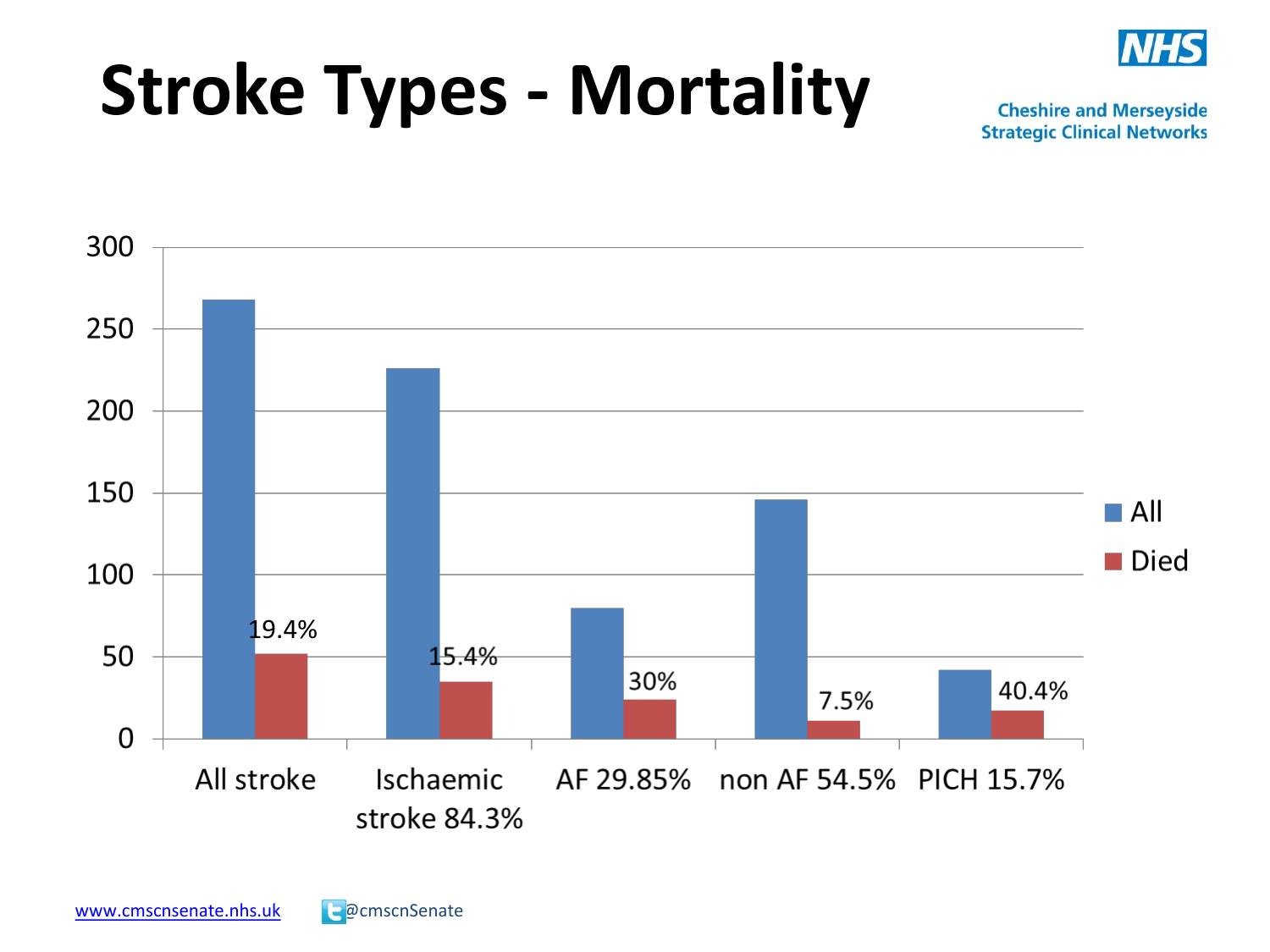# Stroke Types - Mortality

Cheshire and Merseyside Strategic Clinical Networks

| | All | Died |
|---|---|---|
| All stroke | | 19.4% |
| Ischaemic stroke 84.3% | | 15.4% |
| AF 29.85% | | 30% |
| non AF 54.5% | | 7.5% |
| PICH 15.7% | | 40.4% |

www.cmscnsenate.nhs.uk @cmscnSenate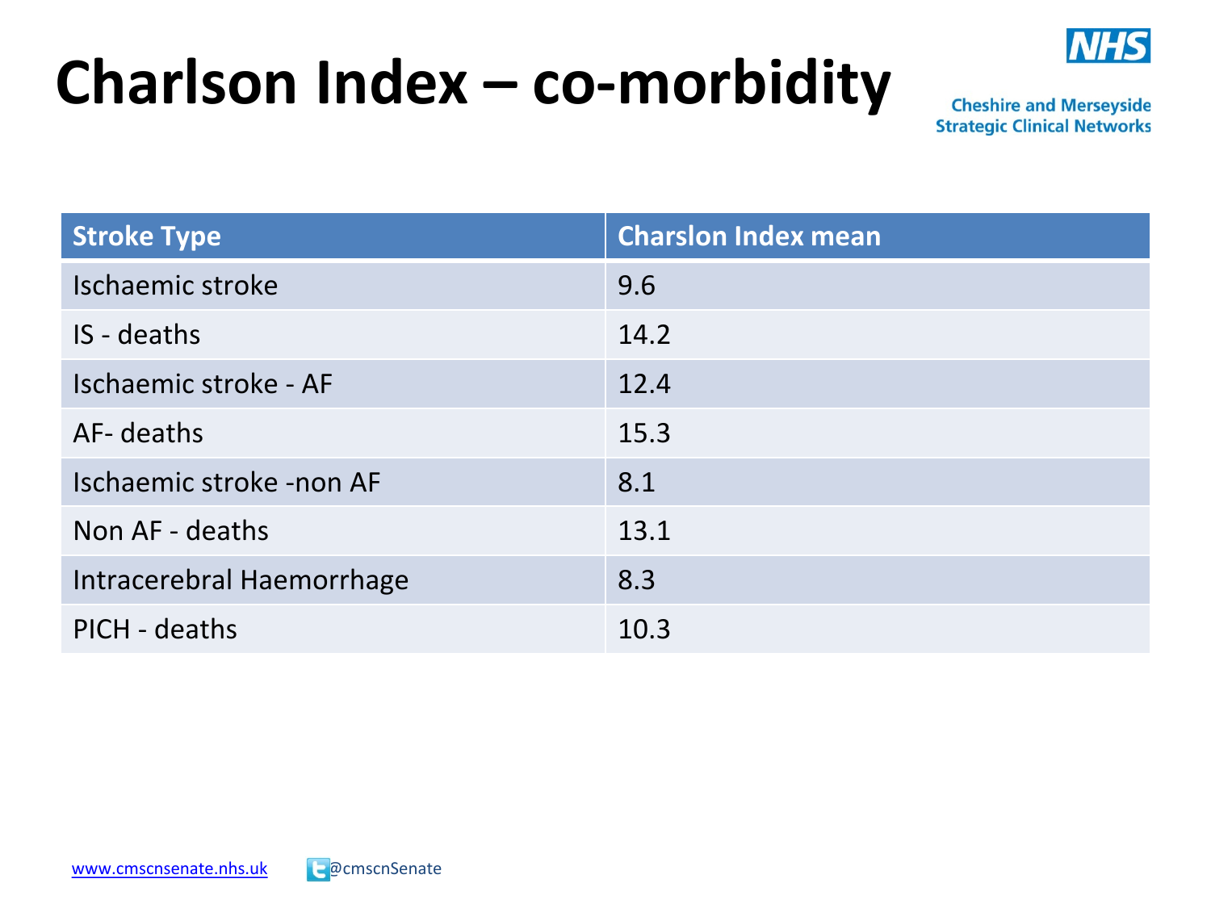# Charlson Index – co-morbidity

| Stroke Type | Charslon Index mean |
|---|---|
| Ischaemic stroke | 9.6 |
| IS - deaths | 14.2 |
| Ischaemic stroke - AF | 12.4 |
| AF- deaths | 15.3 |
| Ischaemic stroke -non AF | 8.1 |
| Non AF - deaths | 13.1 |
| Intracerebral Haemorrhage | 8.3 |
| PICH - deaths | 10.3 |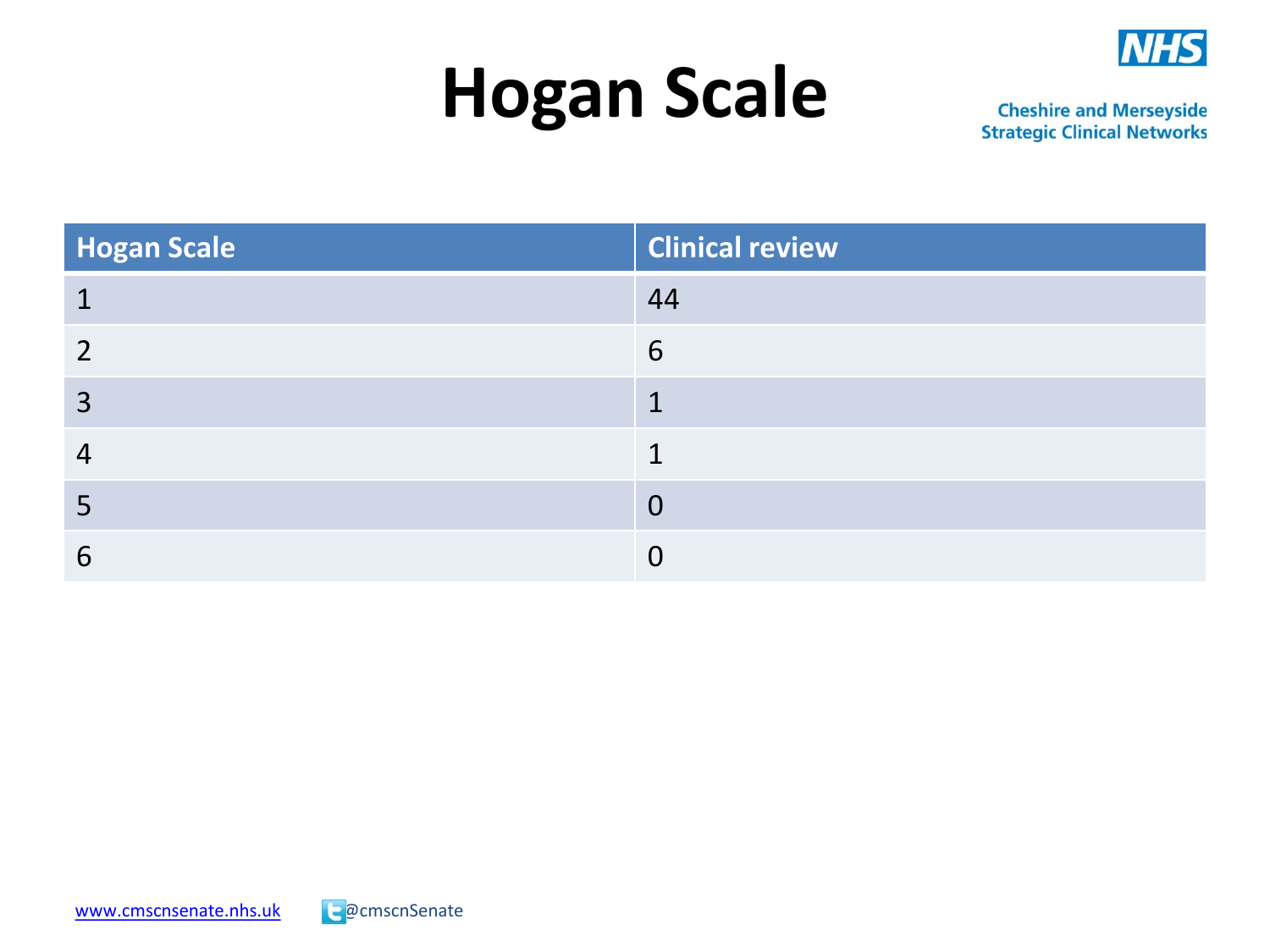# Hogan Scale

| Hogan Scale | Clinical review |
|---|---|
| 1 | 44 |
| 2 | 6 |
| 3 | 1 |
| 4 | 1 |
| 5 | 0 |
| 6 | 0 |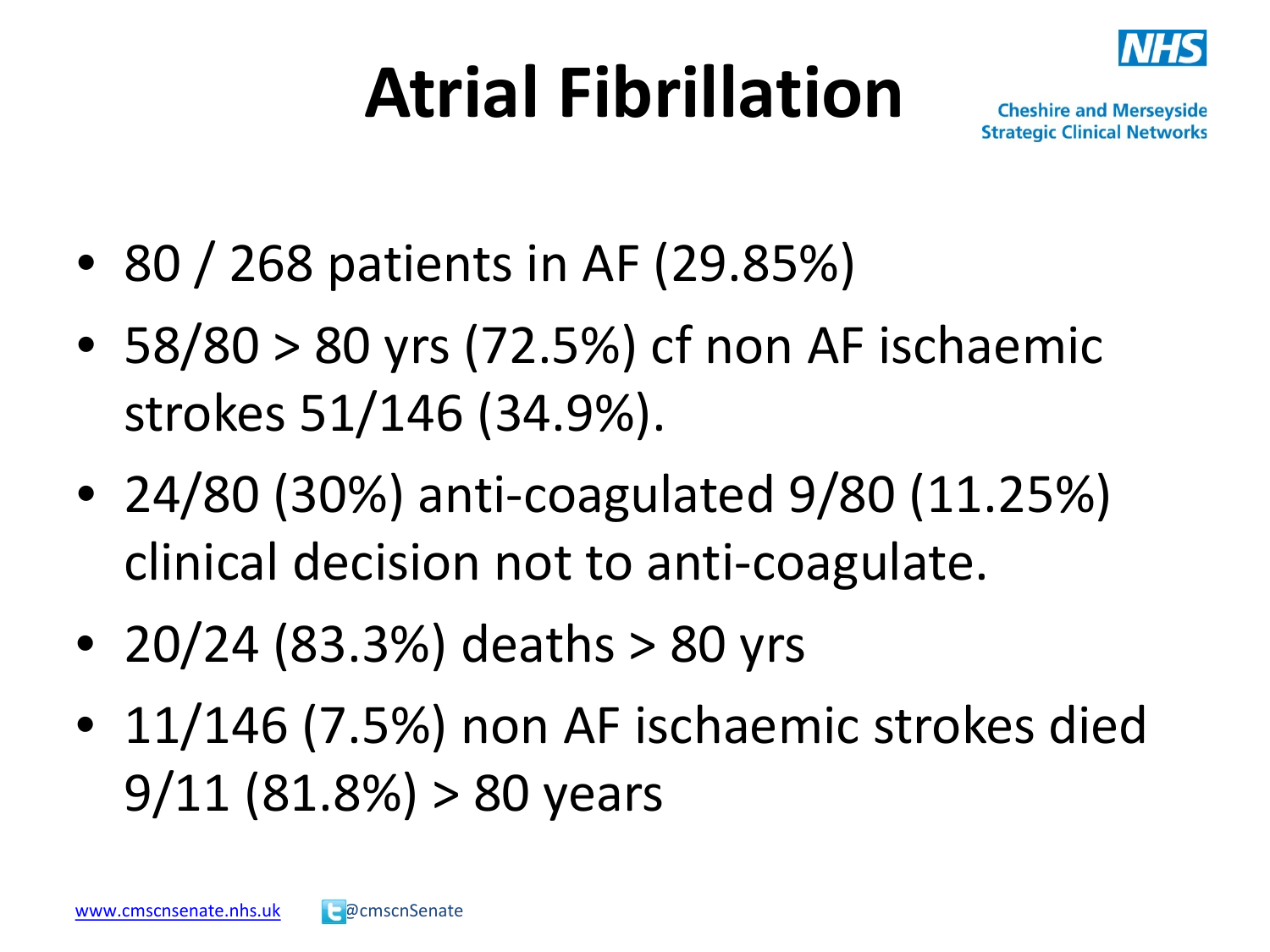# Atrial Fibrillation

- 80 / 268 patients in AF (29.85%)
- 58/80 > 80 yrs (72.5%) cf non AF ischaemic strokes 51/146 (34.9%).
- 24/80 (30%) anti-coagulated 9/80 (11.25%) clinical decision not to anti-coagulate.
- 20/24 (83.3%) deaths > 80 yrs
- 11/146 (7.5%) non AF ischaemic strokes died 9/11 (81.8%) > 80 years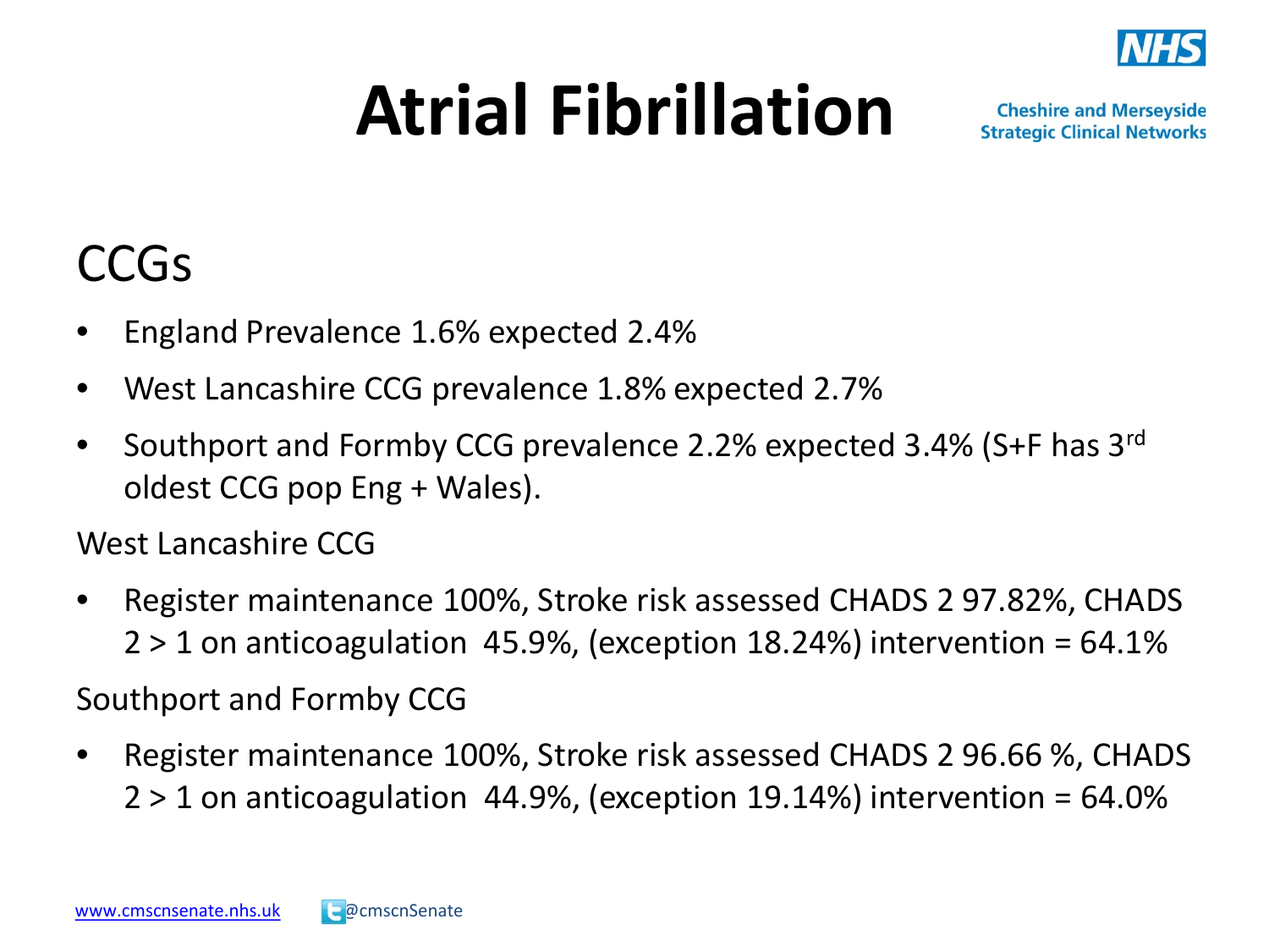# Atrial Fibrillation

## CCGs

- England Prevalence 1.6% expected 2.4%
- West Lancashire CCG prevalence 1.8% expected 2.7%
- Southport and Formby CCG prevalence 2.2% expected 3.4% (S+F has 3rd oldest CCG pop Eng + Wales).

West Lancashire CCG

- Register maintenance 100%, Stroke risk assessed CHADS 2 97.82%, CHADS 2 > 1 on anticoagulation 45.9%, (exception 18.24%) intervention = 64.1%

Southport and Formby CCG

- Register maintenance 100%, Stroke risk assessed CHADS 2 96.66 %, CHADS 2 > 1 on anticoagulation 44.9%, (exception 19.14%) intervention = 64.0%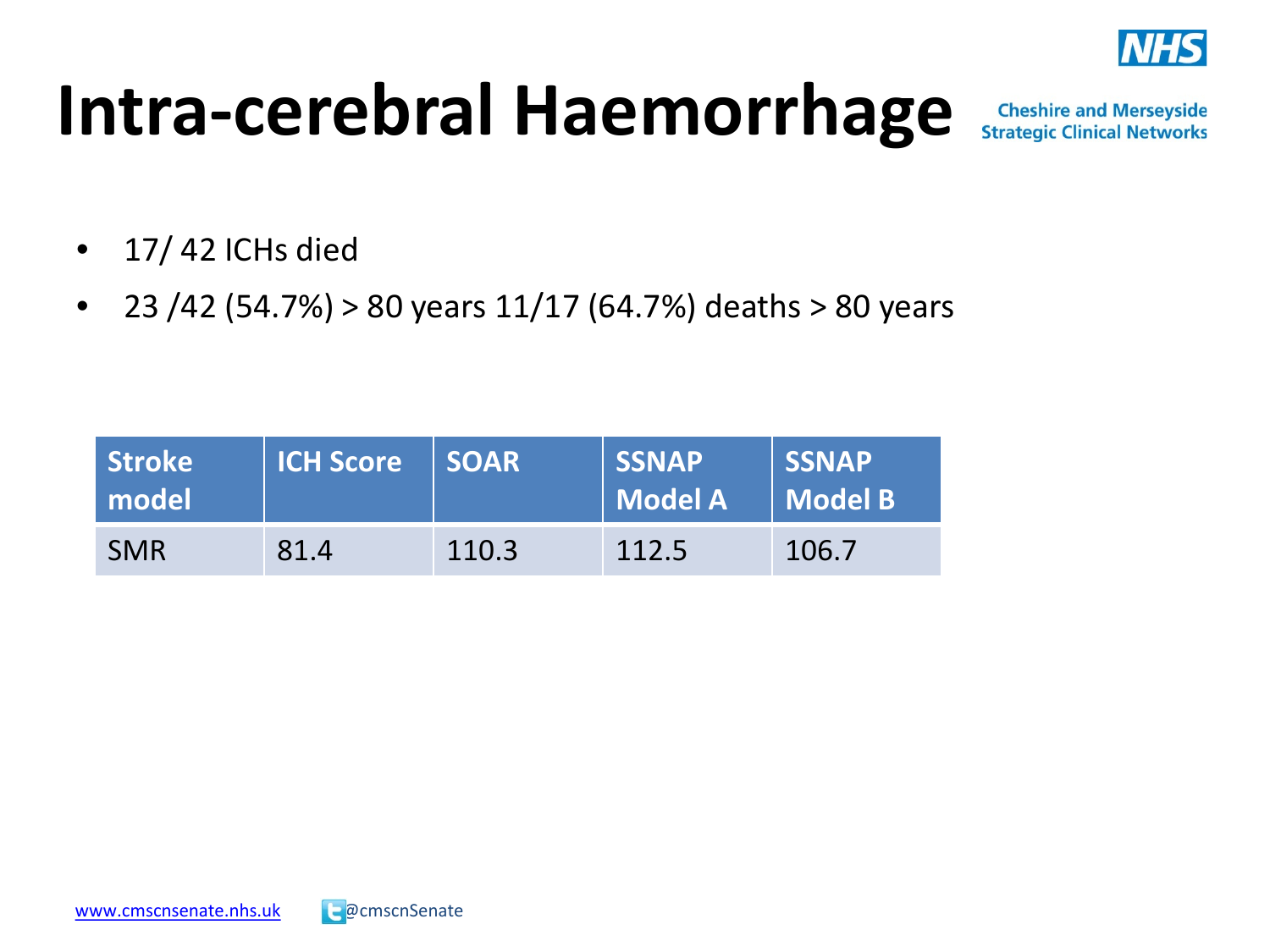# Intra-cerebral Haemorrhage

- 17/ 42 ICHs died
- 23 /42 (54.7%) > 80 years 11/17 (64.7%) deaths > 80 years

| Stroke model | ICH Score | SOAR | SSNAP Model A | SSNAP Model B |
|---|---|---|---|---|
| SMR | 81.4 | 110.3 | 112.5 | 106.7 |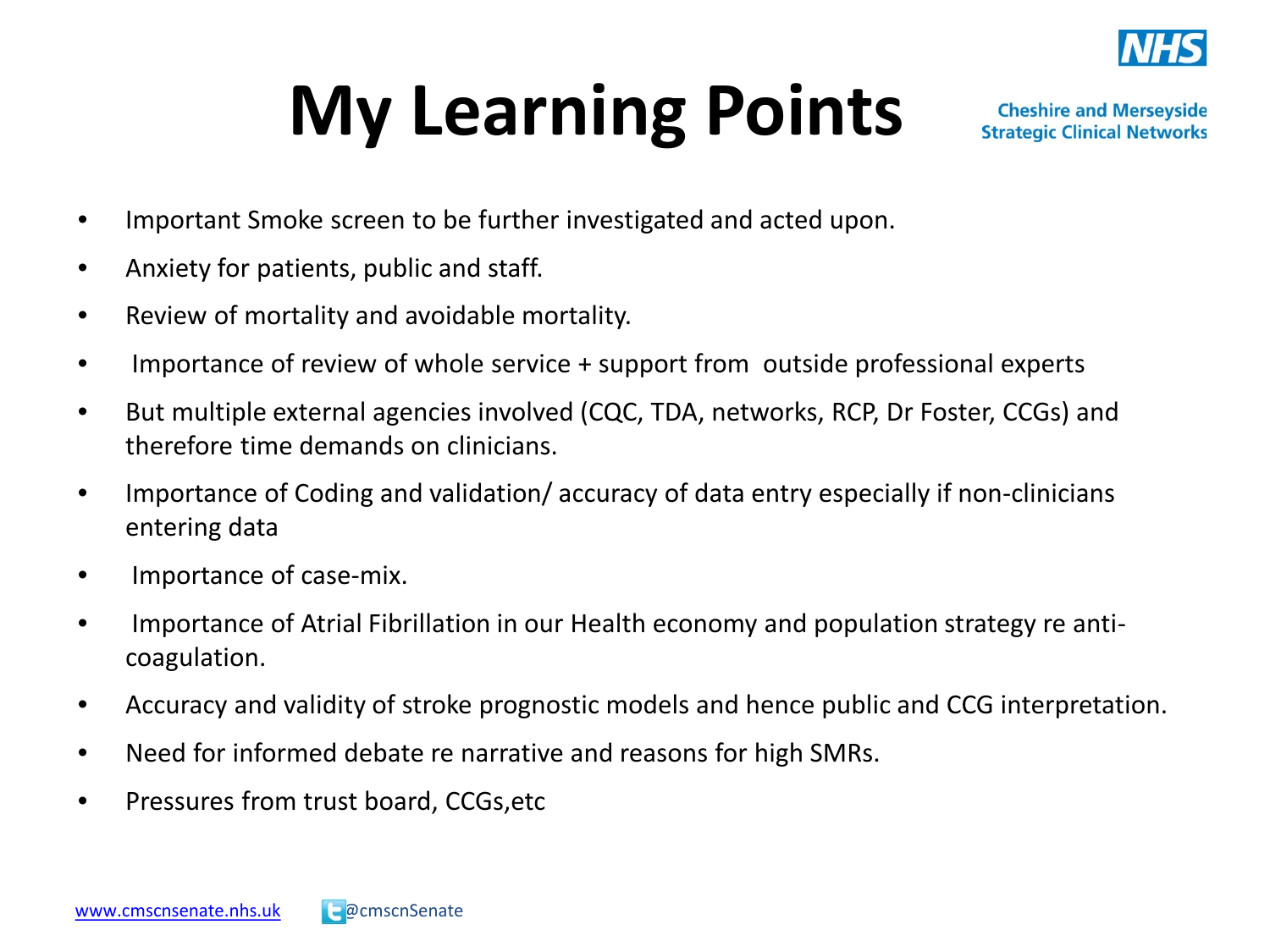# My Learning Points

Cheshire and Merseyside Strategic Clinical Networks

- Important Smoke screen to be further investigated and acted upon.
- Anxiety for patients, public and staff.
- Review of mortality and avoidable mortality.
- Importance of review of whole service + support from outside professional experts
- But multiple external agencies involved (CQC, TDA, networks, RCP, Dr Foster, CCGs) and therefore time demands on clinicians.
- Importance of Coding and validation/ accuracy of data entry especially if non-clinicians entering data
- Importance of case-mix.
- Importance of Atrial Fibrillation in our Health economy and population strategy re anti-coagulation.
- Accuracy and validity of stroke prognostic models and hence public and CCG interpretation.
- Need for informed debate re narrative and reasons for high SMRs.
- Pressures from trust board, CCGs,etc

www.cmscnsenate.nhs.uk @cmscnSenate